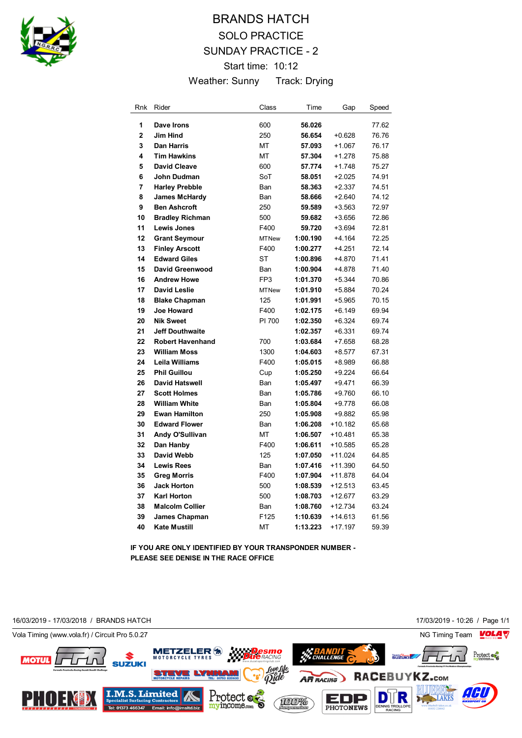# BRANDS HATCH

## SOLO PRACTICE

## SUNDAY PRACTICE - 2

Start time: 10:12

Weather: Sunny Track: Drying

| Rnk | Rider | Class | Time | Gap | Speed |
|---|---|---|---|---|---|
| 1 | **Dave Irons** | 600 | **56.026** | | 77.62 |
| 2 | **Jim Hind** | 250 | **56.654** | +0.628 | 76.76 |
| 3 | **Dan Harris** | MT | **57.093** | +1.067 | 76.17 |
| 4 | **Tim Hawkins** | MT | **57.304** | +1.278 | 75.88 |
| 5 | **David Cleave** | 600 | **57.774** | +1.748 | 75.27 |
| 6 | **John Dudman** | SoT | **58.051** | +2.025 | 74.91 |
| 7 | **Harley Prebble** | Ban | **58.363** | +2.337 | 74.51 |
| 8 | **James McHardy** | Ban | **58.666** | +2.640 | 74.12 |
| 9 | **Ben Ashcroft** | 250 | **59.589** | +3.563 | 72.97 |
| 10 | **Bradley Richman** | 500 | **59.682** | +3.656 | 72.86 |
| 11 | **Lewis Jones** | F400 | **59.720** | +3.694 | 72.81 |
| 12 | **Grant Seymour** | MTNew | **1:00.190** | +4.164 | 72.25 |
| 13 | **Finley Arscott** | F400 | **1:00.277** | +4.251 | 72.14 |
| 14 | **Edward Giles** | ST | **1:00.896** | +4.870 | 71.41 |
| 15 | **David Greenwood** | Ban | **1:00.904** | +4.878 | 71.40 |
| 16 | **Andrew Howe** | FP3 | **1:01.370** | +5.344 | 70.86 |
| 17 | **David Leslie** | MTNew | **1:01.910** | +5.884 | 70.24 |
| 18 | **Blake Chapman** | 125 | **1:01.991** | +5.965 | 70.15 |
| 19 | **Joe Howard** | F400 | **1:02.175** | +6.149 | 69.94 |
| 20 | **Nik Sweet** | PI 700 | **1:02.350** | +6.324 | 69.74 |
| 21 | **Jeff Douthwaite** | | **1:02.357** | +6.331 | 69.74 |
| 22 | **Robert Havenhand** | 700 | **1:03.684** | +7.658 | 68.28 |
| 23 | **William Moss** | 1300 | **1:04.603** | +8.577 | 67.31 |
| 24 | **Leila Williams** | F400 | **1:05.015** | +8.989 | 66.88 |
| 25 | **Phil Guillou** | Cup | **1:05.250** | +9.224 | 66.64 |
| 26 | **David Hatswell** | Ban | **1:05.497** | +9.471 | 66.39 |
| 27 | **Scott Holmes** | Ban | **1:05.786** | +9.760 | 66.10 |
| 28 | **William White** | Ban | **1:05.804** | +9.778 | 66.08 |
| 29 | **Ewan Hamilton** | 250 | **1:05.908** | +9.882 | 65.98 |
| 30 | **Edward Flower** | Ban | **1:06.208** | +10.182 | 65.68 |
| 31 | **Andy O'Sullivan** | MT | **1:06.507** | +10.481 | 65.38 |
| 32 | **Dan Hanby** | F400 | **1:06.611** | +10.585 | 65.28 |
| 33 | **David Webb** | 125 | **1:07.050** | +11.024 | 64.85 |
| 34 | **Lewis Rees** | Ban | **1:07.416** | +11.390 | 64.50 |
| 35 | **Greg Morris** | F400 | **1:07.904** | +11.878 | 64.04 |
| 36 | **Jack Horton** | 500 | **1:08.539** | +12.513 | 63.45 |
| 37 | **Karl Horton** | 500 | **1:08.703** | +12.677 | 63.29 |
| 38 | **Malcolm Collier** | Ban | **1:08.760** | +12.734 | 63.24 |
| 39 | **James Chapman** | F125 | **1:10.639** | +14.613 | 61.56 |
| 40 | **Kate Mustill** | MT | **1:13.223** | +17.197 | 59.39 |

**IF YOU ARE ONLY IDENTIFIED BY YOUR TRANSPONDER NUMBER - PLEASE SEE DENISE IN THE RACE OFFICE**

16/03/2019 - 17/03/2018 / BRANDS HATCH

17/03/2019 - 10:26

Vola Timing (www.vola.fr) / Circuit Pro 5.0.27

NG Timing Team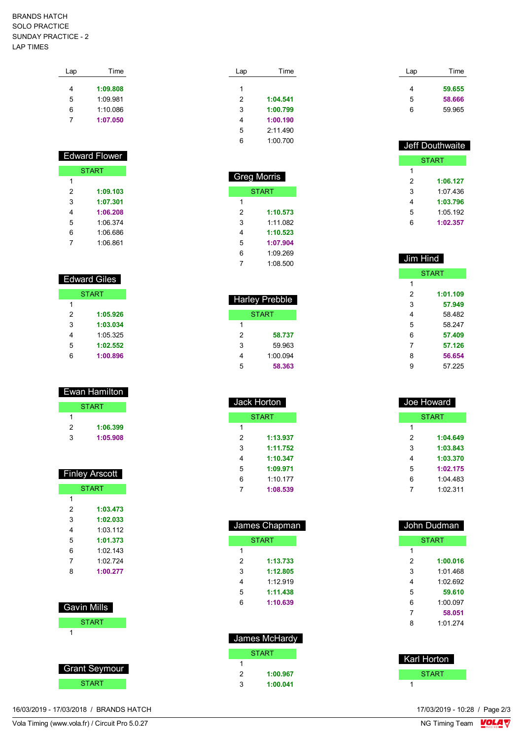BRANDS HATCH
SOLO PRACTICE
SUNDAY PRACTICE - 2
LAP TIMES

| Lap | Time |
|---|---|
| 4 | **1:09.808** |
| 5 | 1:09.981 |
| 6 | 1:10.086 |
| 7 | **1:07.050** |

## Edward Flower

| Lap | Time |
|---|---|
| START | |
| 1 | |
| 2 | **1:09.103** |
| 3 | **1:07.301** |
| 4 | **1:06.208** |
| 5 | 1:06.374 |
| 6 | 1:06.686 |
| 7 | 1:06.861 |

## Edward Giles

| Lap | Time |
|---|---|
| START | |
| 1 | |
| 2 | **1:05.926** |
| 3 | **1:03.034** |
| 4 | 1:05.325 |
| 5 | **1:02.552** |
| 6 | **1:00.896** |

## Ewan Hamilton

| Lap | Time |
|---|---|
| START | |
| 1 | |
| 2 | **1:06.399** |
| 3 | **1:05.908** |

## Finley Arscott

| Lap | Time |
|---|---|
| START | |
| 1 | |
| 2 | **1:03.473** |
| 3 | **1:02.033** |
| 4 | 1:03.112 |
| 5 | **1:01.373** |
| 6 | 1:02.143 |
| 7 | 1:02.724 |
| 8 | **1:00.277** |

## Gavin Mills

| Lap | Time |
|---|---|
| START | |
| 1 | |

## Grant Seymour

| Lap | Time |
|---|---|
| START | |

| Lap | Time |
|---|---|
| 1 | |
| 2 | **1:04.541** |
| 3 | **1:00.799** |
| 4 | **1:00.190** |
| 5 | 2:11.490 |
| 6 | 1:00.700 |

## Greg Morris

| Lap | Time |
|---|---|
| START | |
| 1 | |
| 2 | **1:10.573** |
| 3 | 1:11.082 |
| 4 | **1:10.523** |
| 5 | **1:07.904** |
| 6 | 1:09.269 |
| 7 | 1:08.500 |

## Harley Prebble

| Lap | Time |
|---|---|
| START | |
| 1 | |
| 2 | **58.737** |
| 3 | 59.963 |
| 4 | 1:00.094 |
| 5 | **58.363** |

## Jack Horton

| Lap | Time |
|---|---|
| START | |
| 1 | |
| 2 | **1:13.937** |
| 3 | **1:11.752** |
| 4 | **1:10.347** |
| 5 | **1:09.971** |
| 6 | 1:10.177 |
| 7 | **1:08.539** |

## James Chapman

| Lap | Time |
|---|---|
| START | |
| 1 | |
| 2 | **1:13.733** |
| 3 | **1:12.805** |
| 4 | 1:12.919 |
| 5 | **1:11.438** |
| 6 | **1:10.639** |

## James McHardy

| Lap | Time |
|---|---|
| START | |
| 1 | |
| 2 | **1:00.967** |
| 3 | **1:00.041** |

| Lap | Time |
|---|---|
| 4 | **59.655** |
| 5 | **58.666** |
| 6 | 59.965 |

## Jeff Douthwaite

| Lap | Time |
|---|---|
| START | |
| 1 | |
| 2 | **1:06.127** |
| 3 | 1:07.436 |
| 4 | **1:03.796** |
| 5 | 1:05.192 |
| 6 | **1:02.357** |

## Jim Hind

| Lap | Time |
|---|---|
| START | |
| 1 | |
| 2 | **1:01.109** |
| 3 | **57.949** |
| 4 | 58.482 |
| 5 | 58.247 |
| 6 | **57.409** |
| 7 | **57.126** |
| 8 | **56.654** |
| 9 | 57.225 |

## Joe Howard

| Lap | Time |
|---|---|
| START | |
| 1 | |
| 2 | **1:04.649** |
| 3 | **1:03.843** |
| 4 | **1:03.370** |
| 5 | **1:02.175** |
| 6 | 1:04.483 |
| 7 | 1:02.311 |

## John Dudman

| Lap | Time |
|---|---|
| START | |
| 1 | |
| 2 | **1:00.016** |
| 3 | 1:01.468 |
| 4 | 1:02.692 |
| 5 | **59.610** |
| 6 | 1:00.097 |
| 7 | **58.051** |
| 8 | 1:01.274 |

## Karl Horton

| Lap | Time |
|---|---|
| START | |
| 1 | |

16/03/2019 - 17/03/2018 / BRANDS HATCH — 17/03/2019 - 10:28

Vola Timing (www.vola.fr) / Circuit Pro 5.0.27 — NG Timing Team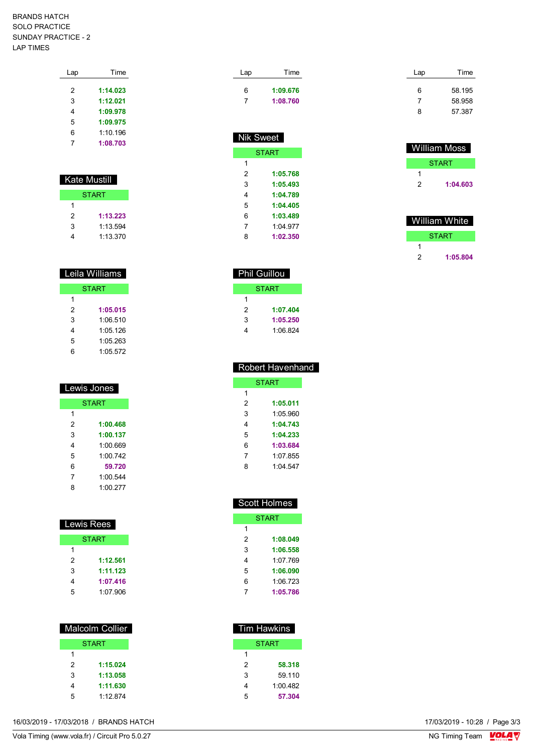BRANDS HATCH
SOLO PRACTICE
SUNDAY PRACTICE - 2
LAP TIMES

| Lap | Time |
|---|---|
| 2 | 1:14.023 |
| 3 | 1:12.021 |
| 4 | 1:09.978 |
| 5 | 1:09.975 |
| 6 | 1:10.196 |
| 7 | 1:08.703 |

## Kate Mustill

| Lap | Time |
|---|---|
| START | |
| 1 | |
| 2 | 1:13.223 |
| 3 | 1:13.594 |
| 4 | 1:13.370 |

## Leila Williams

| Lap | Time |
|---|---|
| START | |
| 1 | |
| 2 | 1:05.015 |
| 3 | 1:06.510 |
| 4 | 1:05.126 |
| 5 | 1:05.263 |
| 6 | 1:05.572 |

## Lewis Jones

| Lap | Time |
|---|---|
| START | |
| 1 | |
| 2 | 1:00.468 |
| 3 | 1:00.137 |
| 4 | 1:00.669 |
| 5 | 1:00.742 |
| 6 | 59.720 |
| 7 | 1:00.544 |
| 8 | 1:00.277 |

## Lewis Rees

| Lap | Time |
|---|---|
| START | |
| 1 | |
| 2 | 1:12.561 |
| 3 | 1:11.123 |
| 4 | 1:07.416 |
| 5 | 1:07.906 |

## Malcolm Collier

| Lap | Time |
|---|---|
| START | |
| 1 | |
| 2 | 1:15.024 |
| 3 | 1:13.058 |
| 4 | 1:11.630 |
| 5 | 1:12.874 |

| Lap | Time |
|---|---|
| 6 | 1:09.676 |
| 7 | 1:08.760 |

## Nik Sweet

| Lap | Time |
|---|---|
| START | |
| 1 | |
| 2 | 1:05.768 |
| 3 | 1:05.493 |
| 4 | 1:04.789 |
| 5 | 1:04.405 |
| 6 | 1:03.489 |
| 7 | 1:04.977 |
| 8 | 1:02.350 |

## Phil Guillou

| Lap | Time |
|---|---|
| START | |
| 1 | |
| 2 | 1:07.404 |
| 3 | 1:05.250 |
| 4 | 1:06.824 |

## Robert Havenhand

| Lap | Time |
|---|---|
| START | |
| 1 | |
| 2 | 1:05.011 |
| 3 | 1:05.960 |
| 4 | 1:04.743 |
| 5 | 1:04.233 |
| 6 | 1:03.684 |
| 7 | 1:07.855 |
| 8 | 1:04.547 |

## Scott Holmes

| Lap | Time |
|---|---|
| START | |
| 1 | |
| 2 | 1:08.049 |
| 3 | 1:06.558 |
| 4 | 1:07.769 |
| 5 | 1:06.090 |
| 6 | 1:06.723 |
| 7 | 1:05.786 |

## Tim Hawkins

| Lap | Time |
|---|---|
| START | |
| 1 | |
| 2 | 58.318 |
| 3 | 59.110 |
| 4 | 1:00.482 |
| 5 | 57.304 |

| Lap | Time |
|---|---|
| 6 | 58.195 |
| 7 | 58.958 |
| 8 | 57.387 |

## William Moss

| Lap | Time |
|---|---|
| START | |
| 1 | |
| 2 | 1:04.603 |

## William White

| Lap | Time |
|---|---|
| START | |
| 1 | |
| 2 | 1:05.804 |

16/03/2019 - 17/03/2018 / BRANDS HATCH

Vola Timing (www.vola.fr) / Circuit Pro 5.0.27

17/03/2019 - 10:28

NG Timing Team